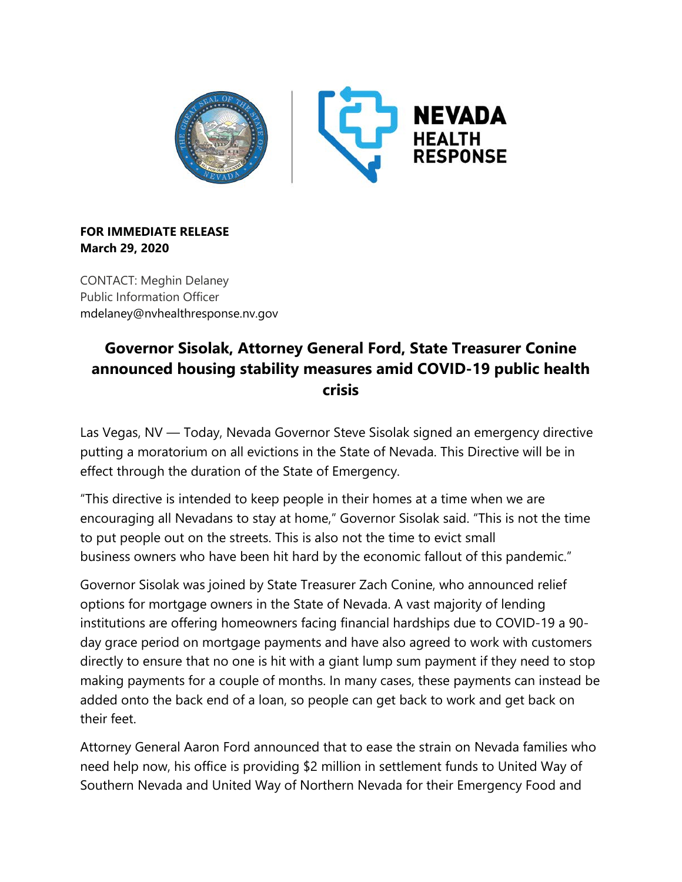**FOR IMMEDIATE RELEASE**
**March 29, 2020**

CONTACT: Meghin Delaney
Public Information Officer
mdelaney@nvhealthresponse.nv.gov

# Governor Sisolak, Attorney General Ford, State Treasurer Conine announced housing stability measures amid COVID-19 public health crisis

Las Vegas, NV — Today, Nevada Governor Steve Sisolak signed an emergency directive putting a moratorium on all evictions in the State of Nevada. This Directive will be in effect through the duration of the State of Emergency.

"This directive is intended to keep people in their homes at a time when we are encouraging all Nevadans to stay at home," Governor Sisolak said. "This is not the time to put people out on the streets. This is also not the time to evict small business owners who have been hit hard by the economic fallout of this pandemic."

Governor Sisolak was joined by State Treasurer Zach Conine, who announced relief options for mortgage owners in the State of Nevada. A vast majority of lending institutions are offering homeowners facing financial hardships due to COVID-19 a 90-day grace period on mortgage payments and have also agreed to work with customers directly to ensure that no one is hit with a giant lump sum payment if they need to stop making payments for a couple of months. In many cases, these payments can instead be added onto the back end of a loan, so people can get back to work and get back on their feet.

Attorney General Aaron Ford announced that to ease the strain on Nevada families who need help now, his office is providing $2 million in settlement funds to United Way of Southern Nevada and United Way of Northern Nevada for their Emergency Food and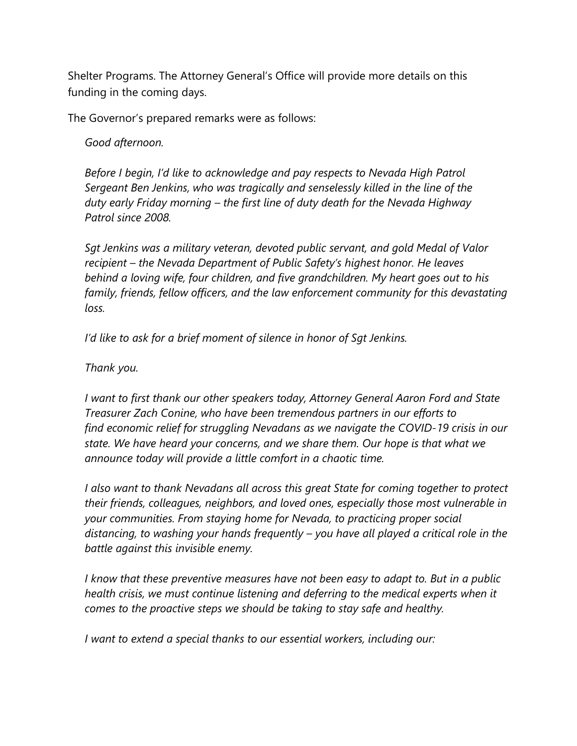Shelter Programs. The Attorney General's Office will provide more details on this funding in the coming days.

The Governor's prepared remarks were as follows:

*Good afternoon.*

*Before I begin, I'd like to acknowledge and pay respects to Nevada High Patrol Sergeant Ben Jenkins, who was tragically and senselessly killed in the line of the duty early Friday morning – the first line of duty death for the Nevada Highway Patrol since 2008.*

*Sgt Jenkins was a military veteran, devoted public servant, and gold Medal of Valor recipient – the Nevada Department of Public Safety's highest honor. He leaves behind a loving wife, four children, and five grandchildren. My heart goes out to his family, friends, fellow officers, and the law enforcement community for this devastating loss.*

*I'd like to ask for a brief moment of silence in honor of Sgt Jenkins.*

*Thank you.*

*I want to first thank our other speakers today, Attorney General Aaron Ford and State Treasurer Zach Conine, who have been tremendous partners in our efforts to find economic relief for struggling Nevadans as we navigate the COVID-19 crisis in our state. We have heard your concerns, and we share them. Our hope is that what we announce today will provide a little comfort in a chaotic time.*

*I also want to thank Nevadans all across this great State for coming together to protect their friends, colleagues, neighbors, and loved ones, especially those most vulnerable in your communities. From staying home for Nevada, to practicing proper social distancing, to washing your hands frequently – you have all played a critical role in the battle against this invisible enemy.*

*I know that these preventive measures have not been easy to adapt to. But in a public health crisis, we must continue listening and deferring to the medical experts when it comes to the proactive steps we should be taking to stay safe and healthy.*

*I want to extend a special thanks to our essential workers, including our:*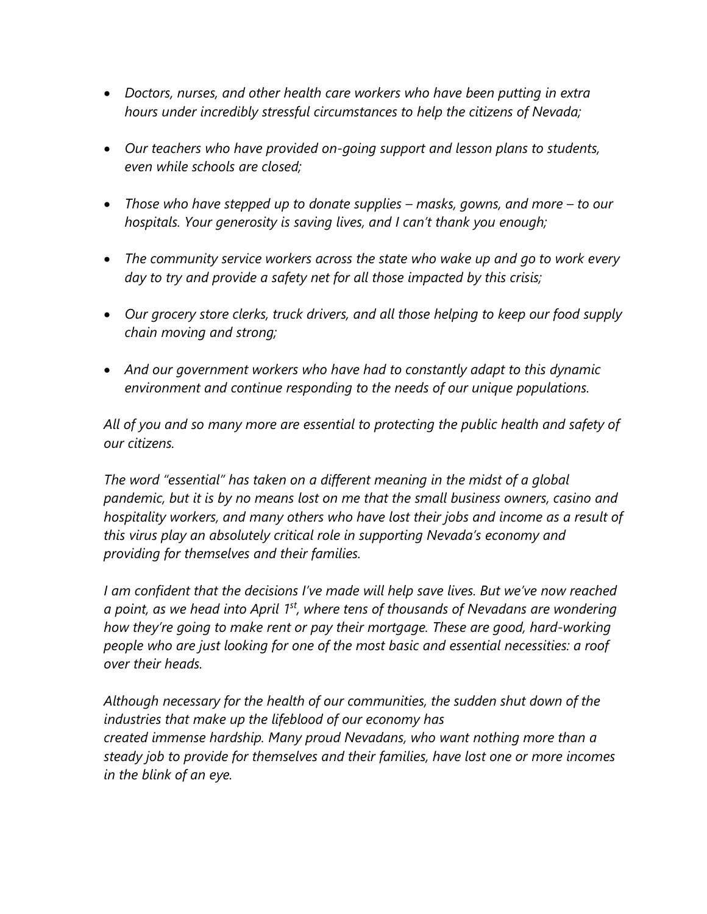- *Doctors, nurses, and other health care workers who have been putting in extra hours under incredibly stressful circumstances to help the citizens of Nevada;*

- *Our teachers who have provided on-going support and lesson plans to students, even while schools are closed;*

- *Those who have stepped up to donate supplies – masks, gowns, and more – to our hospitals. Your generosity is saving lives, and I can't thank you enough;*

- *The community service workers across the state who wake up and go to work every day to try and provide a safety net for all those impacted by this crisis;*

- *Our grocery store clerks, truck drivers, and all those helping to keep our food supply chain moving and strong;*

- *And our government workers who have had to constantly adapt to this dynamic environment and continue responding to the needs of our unique populations.*

*All of you and so many more are essential to protecting the public health and safety of our citizens.*

*The word "essential" has taken on a different meaning in the midst of a global pandemic, but it is by no means lost on me that the small business owners, casino and hospitality workers, and many others who have lost their jobs and income as a result of this virus play an absolutely critical role in supporting Nevada's economy and providing for themselves and their families.*

*I am confident that the decisions I've made will help save lives. But we've now reached a point, as we head into April 1st, where tens of thousands of Nevadans are wondering how they're going to make rent or pay their mortgage. These are good, hard-working people who are just looking for one of the most basic and essential necessities: a roof over their heads.*

*Although necessary for the health of our communities, the sudden shut down of the industries that make up the lifeblood of our economy has created immense hardship. Many proud Nevadans, who want nothing more than a steady job to provide for themselves and their families, have lost one or more incomes in the blink of an eye.*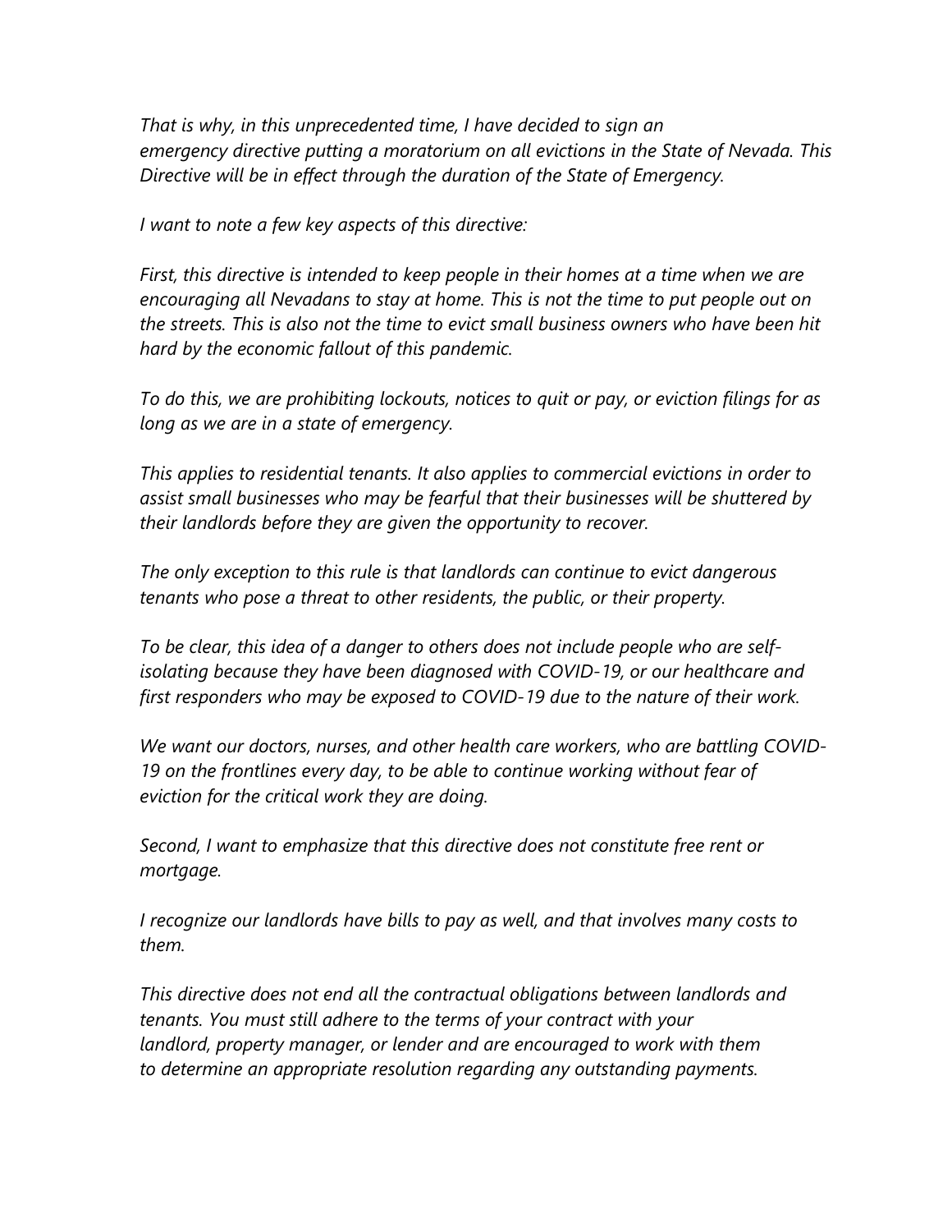*That is why, in this unprecedented time, I have decided to sign an emergency directive putting a moratorium on all evictions in the State of Nevada. This Directive will be in effect through the duration of the State of Emergency.*

*I want to note a few key aspects of this directive:*

*First, this directive is intended to keep people in their homes at a time when we are encouraging all Nevadans to stay at home. This is not the time to put people out on the streets. This is also not the time to evict small business owners who have been hit hard by the economic fallout of this pandemic.*

*To do this, we are prohibiting lockouts, notices to quit or pay, or eviction filings for as long as we are in a state of emergency.*

*This applies to residential tenants. It also applies to commercial evictions in order to assist small businesses who may be fearful that their businesses will be shuttered by their landlords before they are given the opportunity to recover.*

*The only exception to this rule is that landlords can continue to evict dangerous tenants who pose a threat to other residents, the public, or their property.*

*To be clear, this idea of a danger to others does not include people who are self-isolating because they have been diagnosed with COVID-19, or our healthcare and first responders who may be exposed to COVID-19 due to the nature of their work.*

*We want our doctors, nurses, and other health care workers, who are battling COVID-19 on the frontlines every day, to be able to continue working without fear of eviction for the critical work they are doing.*

*Second, I want to emphasize that this directive does not constitute free rent or mortgage.*

*I recognize our landlords have bills to pay as well, and that involves many costs to them.*

*This directive does not end all the contractual obligations between landlords and tenants. You must still adhere to the terms of your contract with your landlord, property manager, or lender and are encouraged to work with them to determine an appropriate resolution regarding any outstanding payments.*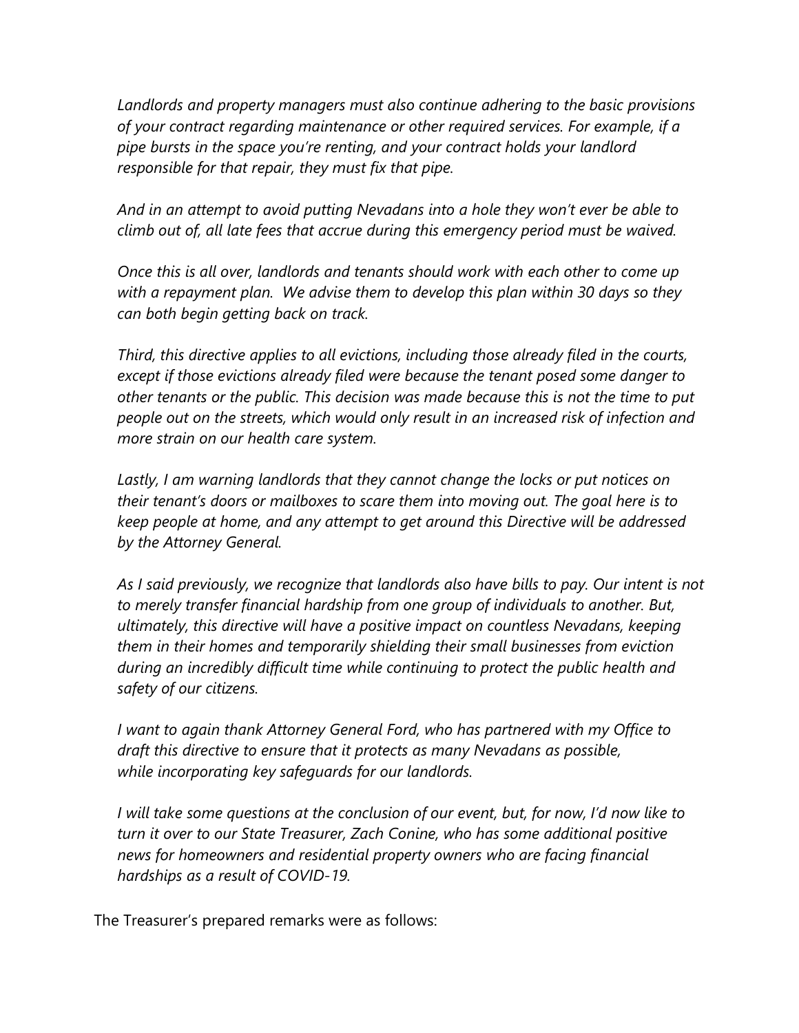*Landlords and property managers must also continue adhering to the basic provisions of your contract regarding maintenance or other required services. For example, if a pipe bursts in the space you're renting, and your contract holds your landlord responsible for that repair, they must fix that pipe.*

*And in an attempt to avoid putting Nevadans into a hole they won't ever be able to climb out of, all late fees that accrue during this emergency period must be waived.*

*Once this is all over, landlords and tenants should work with each other to come up with a repayment plan. We advise them to develop this plan within 30 days so they can both begin getting back on track.*

*Third, this directive applies to all evictions, including those already filed in the courts, except if those evictions already filed were because the tenant posed some danger to other tenants or the public. This decision was made because this is not the time to put people out on the streets, which would only result in an increased risk of infection and more strain on our health care system.*

*Lastly, I am warning landlords that they cannot change the locks or put notices on their tenant's doors or mailboxes to scare them into moving out. The goal here is to keep people at home, and any attempt to get around this Directive will be addressed by the Attorney General.*

*As I said previously, we recognize that landlords also have bills to pay. Our intent is not to merely transfer financial hardship from one group of individuals to another. But, ultimately, this directive will have a positive impact on countless Nevadans, keeping them in their homes and temporarily shielding their small businesses from eviction during an incredibly difficult time while continuing to protect the public health and safety of our citizens.*

*I want to again thank Attorney General Ford, who has partnered with my Office to draft this directive to ensure that it protects as many Nevadans as possible, while incorporating key safeguards for our landlords.*

*I will take some questions at the conclusion of our event, but, for now, I'd now like to turn it over to our State Treasurer, Zach Conine, who has some additional positive news for homeowners and residential property owners who are facing financial hardships as a result of COVID-19.*

The Treasurer's prepared remarks were as follows: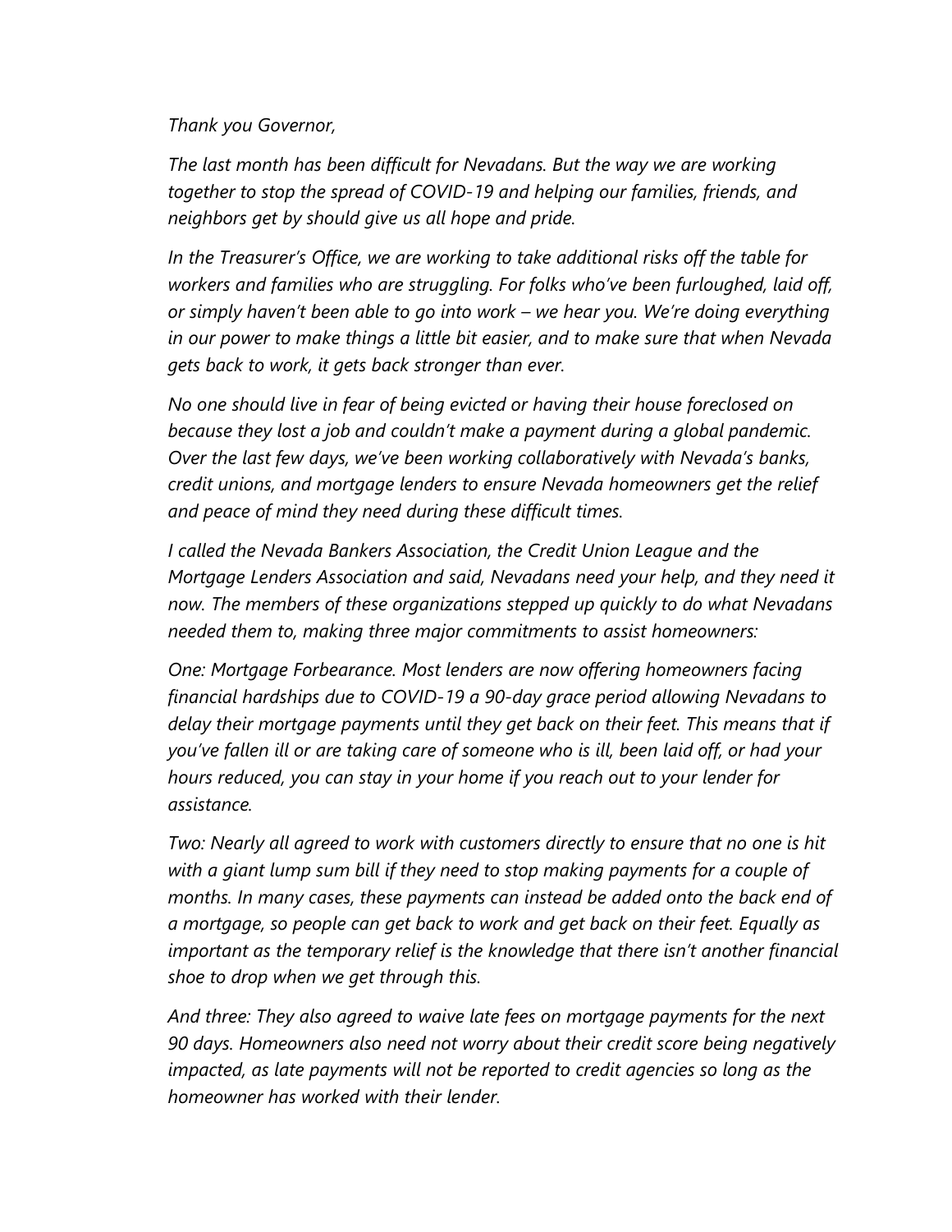*Thank you Governor,*

*The last month has been difficult for Nevadans. But the way we are working together to stop the spread of COVID-19 and helping our families, friends, and neighbors get by should give us all hope and pride.*

*In the Treasurer's Office, we are working to take additional risks off the table for workers and families who are struggling. For folks who've been furloughed, laid off, or simply haven't been able to go into work – we hear you. We're doing everything in our power to make things a little bit easier, and to make sure that when Nevada gets back to work, it gets back stronger than ever.*

*No one should live in fear of being evicted or having their house foreclosed on because they lost a job and couldn't make a payment during a global pandemic. Over the last few days, we've been working collaboratively with Nevada's banks, credit unions, and mortgage lenders to ensure Nevada homeowners get the relief and peace of mind they need during these difficult times.*

*I called the Nevada Bankers Association, the Credit Union League and the Mortgage Lenders Association and said, Nevadans need your help, and they need it now. The members of these organizations stepped up quickly to do what Nevadans needed them to, making three major commitments to assist homeowners:*

*One: Mortgage Forbearance. Most lenders are now offering homeowners facing financial hardships due to COVID-19 a 90-day grace period allowing Nevadans to delay their mortgage payments until they get back on their feet. This means that if you've fallen ill or are taking care of someone who is ill, been laid off, or had your hours reduced, you can stay in your home if you reach out to your lender for assistance.*

*Two: Nearly all agreed to work with customers directly to ensure that no one is hit with a giant lump sum bill if they need to stop making payments for a couple of months. In many cases, these payments can instead be added onto the back end of a mortgage, so people can get back to work and get back on their feet. Equally as important as the temporary relief is the knowledge that there isn't another financial shoe to drop when we get through this.*

*And three: They also agreed to waive late fees on mortgage payments for the next 90 days. Homeowners also need not worry about their credit score being negatively impacted, as late payments will not be reported to credit agencies so long as the homeowner has worked with their lender.*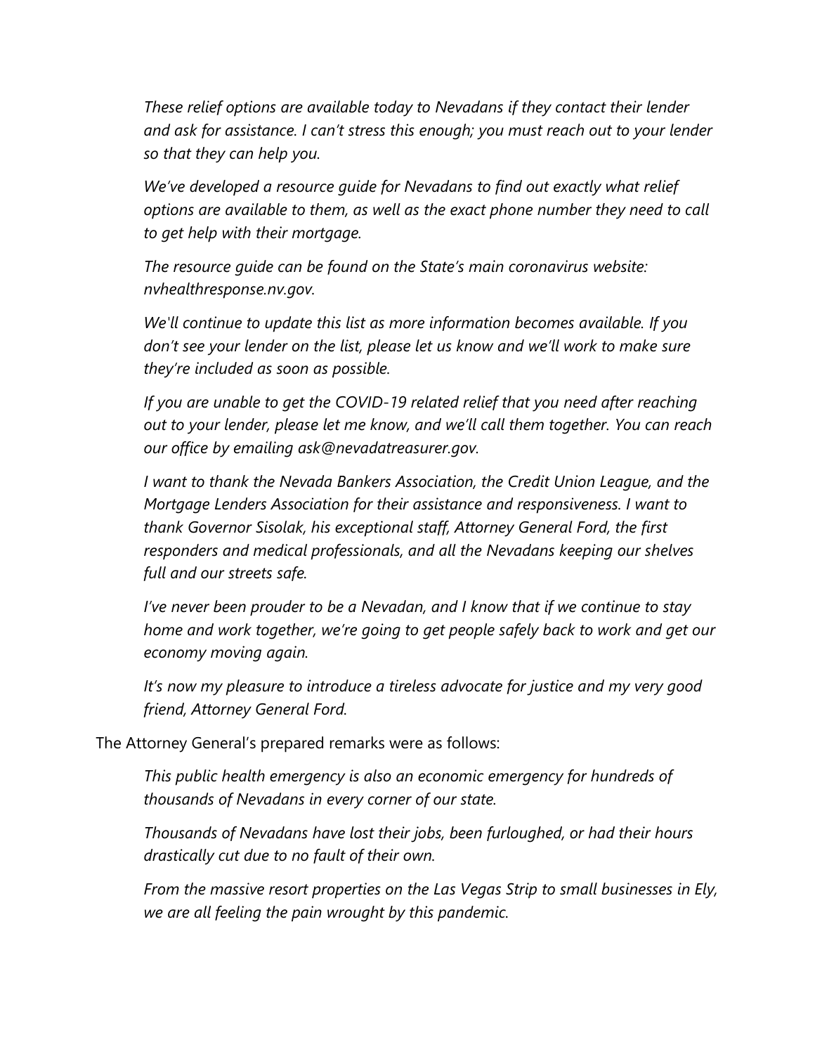*These relief options are available today to Nevadans if they contact their lender and ask for assistance. I can't stress this enough; you must reach out to your lender so that they can help you.*

*We've developed a resource guide for Nevadans to find out exactly what relief options are available to them, as well as the exact phone number they need to call to get help with their mortgage.*

*The resource guide can be found on the State's main coronavirus website: nvhealthresponse.nv.gov.*

*We'll continue to update this list as more information becomes available. If you don't see your lender on the list, please let us know and we'll work to make sure they're included as soon as possible.*

*If you are unable to get the COVID-19 related relief that you need after reaching out to your lender, please let me know, and we'll call them together. You can reach our office by emailing ask@nevadatreasurer.gov.*

*I want to thank the Nevada Bankers Association, the Credit Union League, and the Mortgage Lenders Association for their assistance and responsiveness. I want to thank Governor Sisolak, his exceptional staff, Attorney General Ford, the first responders and medical professionals, and all the Nevadans keeping our shelves full and our streets safe.*

*I've never been prouder to be a Nevadan, and I know that if we continue to stay home and work together, we're going to get people safely back to work and get our economy moving again.*

*It's now my pleasure to introduce a tireless advocate for justice and my very good friend, Attorney General Ford.*

The Attorney General's prepared remarks were as follows:

*This public health emergency is also an economic emergency for hundreds of thousands of Nevadans in every corner of our state.*

*Thousands of Nevadans have lost their jobs, been furloughed, or had their hours drastically cut due to no fault of their own.*

*From the massive resort properties on the Las Vegas Strip to small businesses in Ely, we are all feeling the pain wrought by this pandemic.*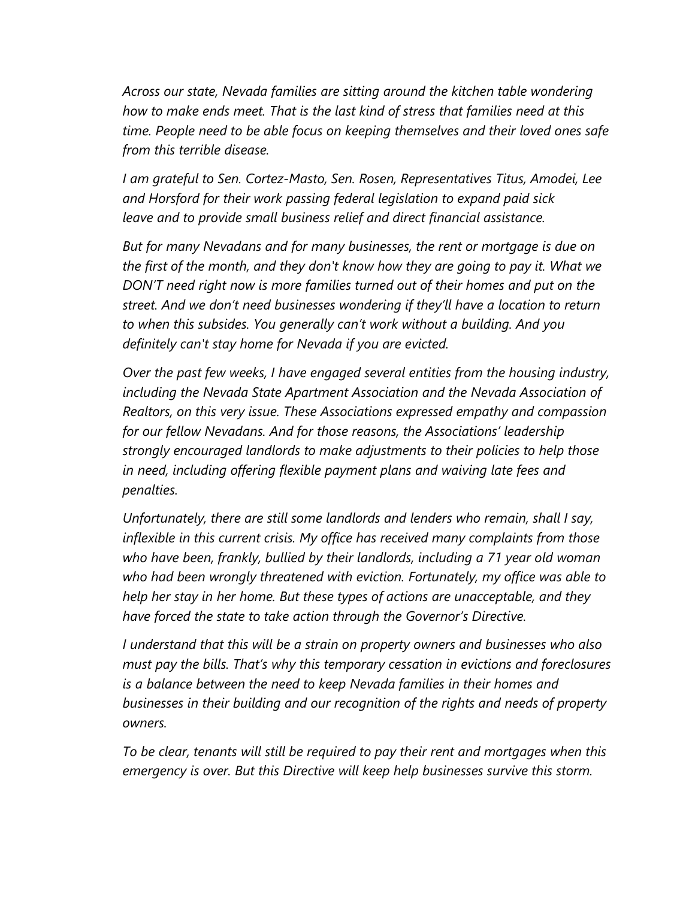*Across our state, Nevada families are sitting around the kitchen table wondering how to make ends meet. That is the last kind of stress that families need at this time. People need to be able focus on keeping themselves and their loved ones safe from this terrible disease.*

*I am grateful to Sen. Cortez-Masto, Sen. Rosen, Representatives Titus, Amodei, Lee and Horsford for their work passing federal legislation to expand paid sick leave and to provide small business relief and direct financial assistance.*

*But for many Nevadans and for many businesses, the rent or mortgage is due on the first of the month, and they don't know how they are going to pay it. What we DON'T need right now is more families turned out of their homes and put on the street. And we don't need businesses wondering if they'll have a location to return to when this subsides. You generally can't work without a building. And you definitely can't stay home for Nevada if you are evicted.*

*Over the past few weeks, I have engaged several entities from the housing industry, including the Nevada State Apartment Association and the Nevada Association of Realtors, on this very issue. These Associations expressed empathy and compassion for our fellow Nevadans. And for those reasons, the Associations' leadership strongly encouraged landlords to make adjustments to their policies to help those in need, including offering flexible payment plans and waiving late fees and penalties.*

*Unfortunately, there are still some landlords and lenders who remain, shall I say, inflexible in this current crisis. My office has received many complaints from those who have been, frankly, bullied by their landlords, including a 71 year old woman who had been wrongly threatened with eviction. Fortunately, my office was able to help her stay in her home. But these types of actions are unacceptable, and they have forced the state to take action through the Governor's Directive.*

*I understand that this will be a strain on property owners and businesses who also must pay the bills. That's why this temporary cessation in evictions and foreclosures is a balance between the need to keep Nevada families in their homes and businesses in their building and our recognition of the rights and needs of property owners.*

*To be clear, tenants will still be required to pay their rent and mortgages when this emergency is over. But this Directive will keep help businesses survive this storm.*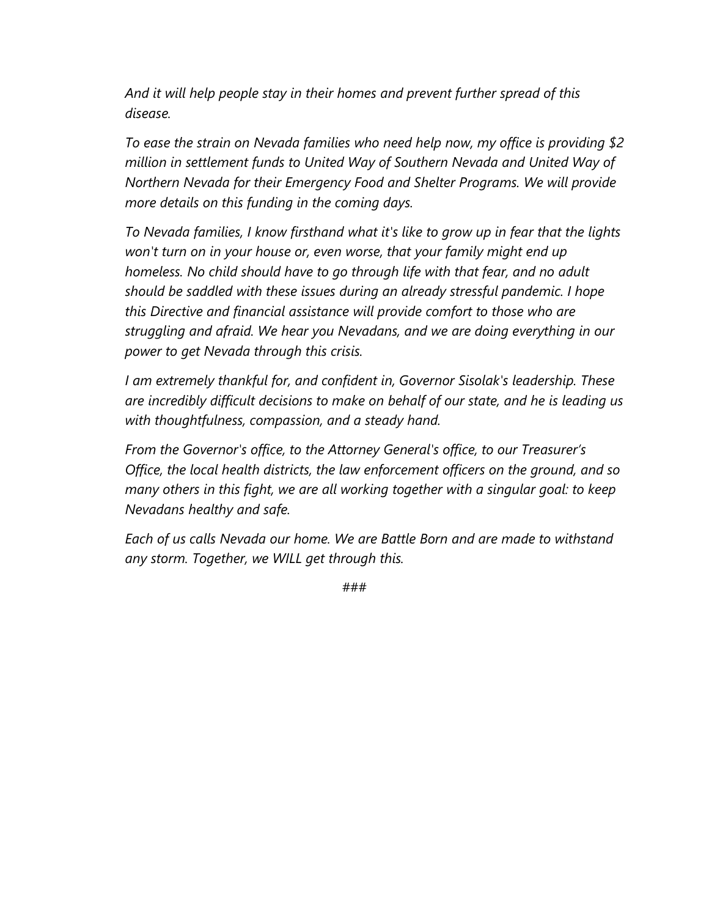*And it will help people stay in their homes and prevent further spread of this disease.*

*To ease the strain on Nevada families who need help now, my office is providing $2 million in settlement funds to United Way of Southern Nevada and United Way of Northern Nevada for their Emergency Food and Shelter Programs. We will provide more details on this funding in the coming days.*

*To Nevada families, I know firsthand what it's like to grow up in fear that the lights won't turn on in your house or, even worse, that your family might end up homeless. No child should have to go through life with that fear, and no adult should be saddled with these issues during an already stressful pandemic. I hope this Directive and financial assistance will provide comfort to those who are struggling and afraid. We hear you Nevadans, and we are doing everything in our power to get Nevada through this crisis.*

*I am extremely thankful for, and confident in, Governor Sisolak's leadership. These are incredibly difficult decisions to make on behalf of our state, and he is leading us with thoughtfulness, compassion, and a steady hand.*

*From the Governor's office, to the Attorney General's office, to our Treasurer's Office, the local health districts, the law enforcement officers on the ground, and so many others in this fight, we are all working together with a singular goal: to keep Nevadans healthy and safe.*

*Each of us calls Nevada our home. We are Battle Born and are made to withstand any storm. Together, we WILL get through this.*

###